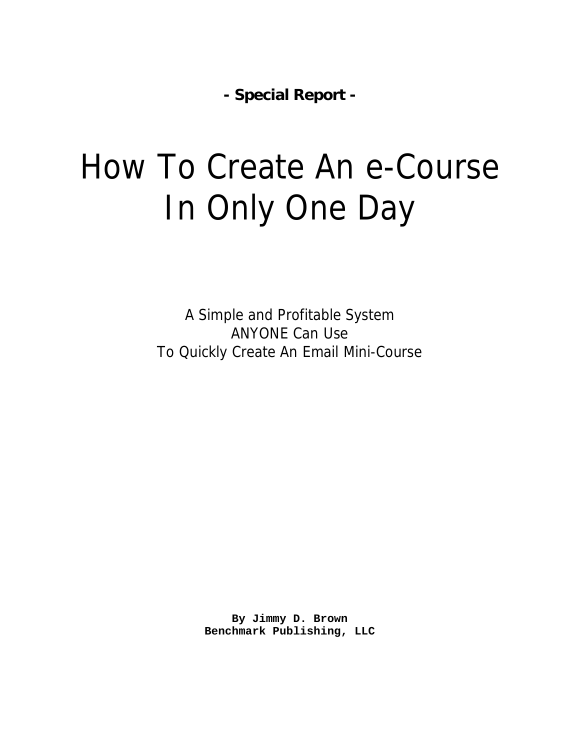**- Special Report -**

# How To Create An e-Course In Only One Day

A Simple and Profitable System
ANYONE Can Use
To Quickly Create An Email Mini-Course

**By Jimmy D. Brown**
**Benchmark Publishing, LLC**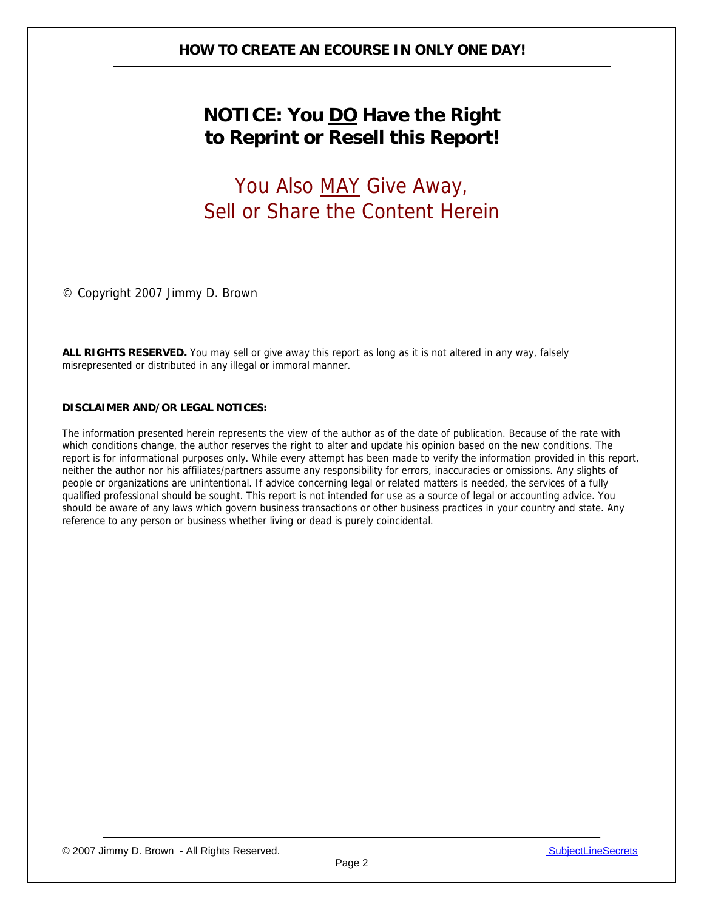# NOTICE: You <u>DO</u> Have the Right to Reprint or Resell this Report!

## You Also <u>MAY</u> Give Away, Sell or Share the Content Herein

© Copyright 2007 Jimmy D. Brown

**ALL RIGHTS RESERVED.** You may sell or give away this report as long as it is not altered in any way, falsely misrepresented or distributed in any illegal or immoral manner.

**DISCLAIMER AND/OR LEGAL NOTICES:**

The information presented herein represents the view of the author as of the date of publication. Because of the rate with which conditions change, the author reserves the right to alter and update his opinion based on the new conditions. The report is for informational purposes only. While every attempt has been made to verify the information provided in this report, neither the author nor his affiliates/partners assume any responsibility for errors, inaccuracies or omissions. Any slights of people or organizations are unintentional. If advice concerning legal or related matters is needed, the services of a fully qualified professional should be sought. This report is not intended for use as a source of legal or accounting advice. You should be aware of any laws which govern business transactions or other business practices in your country and state. Any reference to any person or business whether living or dead is purely coincidental.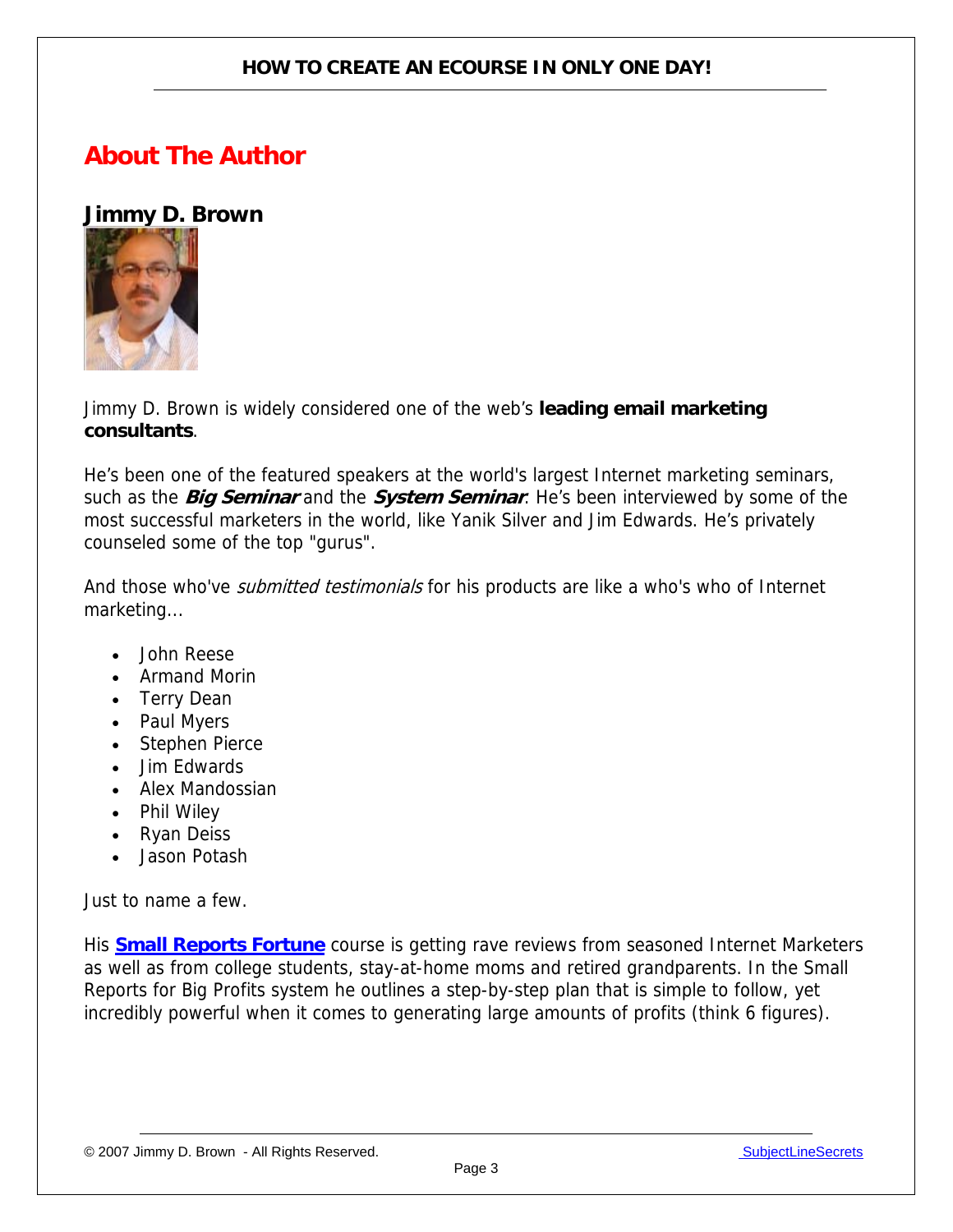## About The Author

### Jimmy D. Brown

Jimmy D. Brown is widely considered one of the web's **leading email marketing consultants**.

He's been one of the featured speakers at the world's largest Internet marketing seminars, such as the ***Big Seminar*** and the ***System Seminar***. He's been interviewed by some of the most successful marketers in the world, like Yanik Silver and Jim Edwards. He's privately counseled some of the top "gurus".

And those who've *submitted testimonials* for his products are like a who's who of Internet marketing...

- John Reese
- Armand Morin
- Terry Dean
- Paul Myers
- Stephen Pierce
- Jim Edwards
- Alex Mandossian
- Phil Wiley
- Ryan Deiss
- Jason Potash

Just to name a few.

His **Small Reports Fortune** course is getting rave reviews from seasoned Internet Marketers as well as from college students, stay-at-home moms and retired grandparents. In the Small Reports for Big Profits system he outlines a step-by-step plan that is simple to follow, yet incredibly powerful when it comes to generating large amounts of profits (think 6 figures).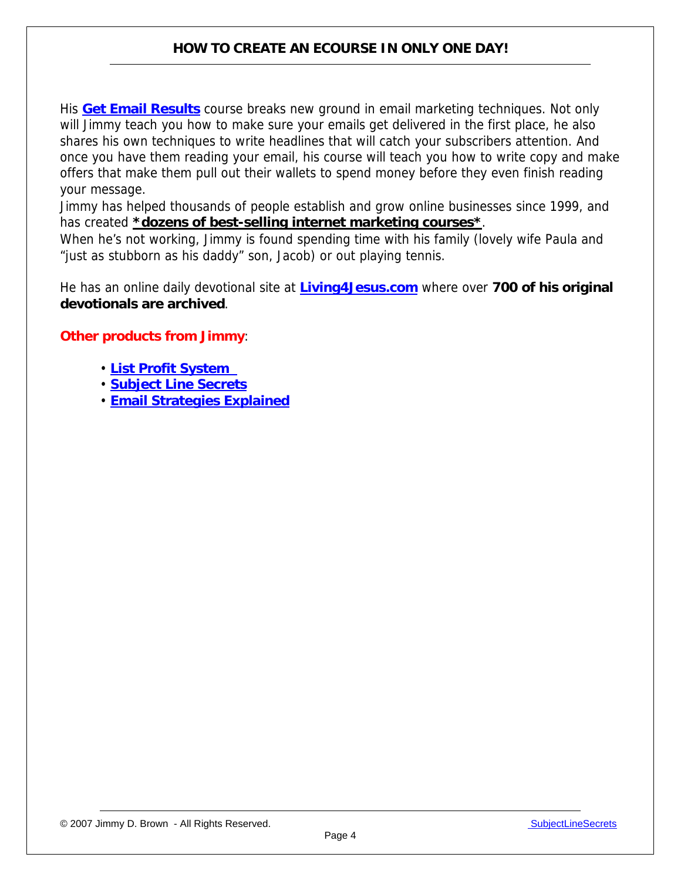His **Get Email Results** course breaks new ground in email marketing techniques. Not only will Jimmy teach you how to make sure your emails get delivered in the first place, he also shares his own techniques to write headlines that will catch your subscribers attention. And once you have them reading your email, his course will teach you how to write copy and make offers that make them pull out their wallets to spend money before they even finish reading your message.

Jimmy has helped thousands of people establish and grow online businesses since 1999, and has created ***dozens of best-selling internet marketing courses***.

When he's not working, Jimmy is found spending time with his family (lovely wife Paula and "just as stubborn as his daddy" son, Jacob) or out playing tennis.

He has an online daily devotional site at **Living4Jesus.com** where over **700 of his original devotionals are archived**.

**Other products from Jimmy**:

- **List Profit System**
- **Subject Line Secrets**
- **Email Strategies Explained**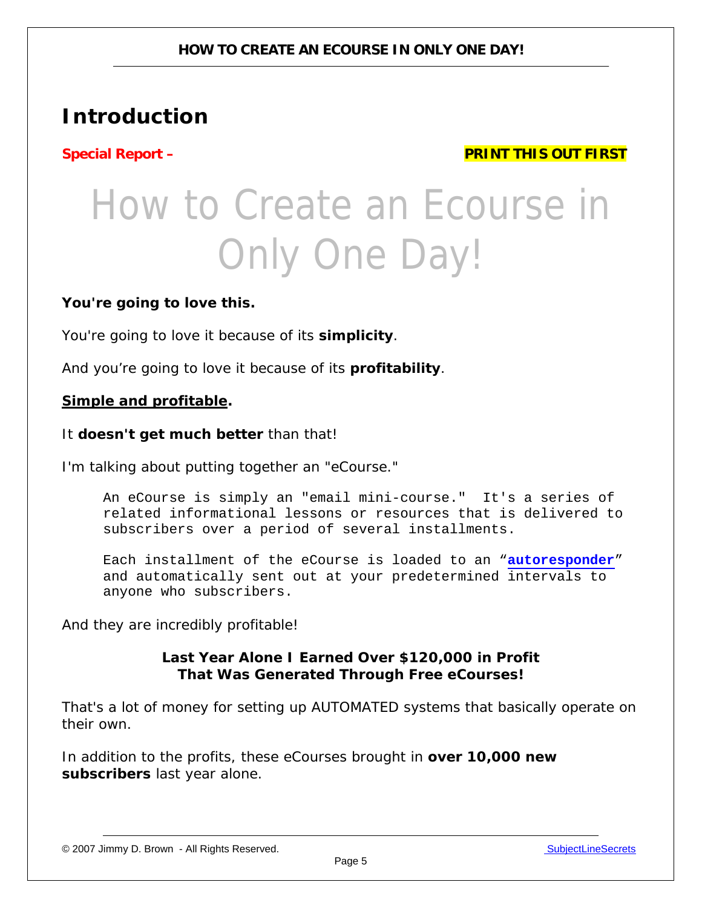## Introduction

**Special Report –** **PRINT THIS OUT FIRST**

# How to Create an Ecourse in Only One Day!

**You're going to love this.**

You're going to love it because of its **simplicity**.

And you're going to love it because of its **profitability**.

**Simple and profitable.**

It **doesn't get much better** than that!

I'm talking about putting together an "eCourse."

> An eCourse is simply an "email mini-course." It's a series of related informational lessons or resources that is delivered to subscribers over a period of several installments.
>
> Each installment of the eCourse is loaded to an "**autoresponder**" and automatically sent out at your predetermined intervals to anyone who subscribers.

And they are incredibly profitable!

**Last Year Alone I Earned Over $120,000 in Profit That Was Generated Through Free eCourses!**

That's a lot of money for setting up AUTOMATED systems that basically operate on their own.

In addition to the profits, these eCourses brought in **over 10,000 new subscribers** last year alone.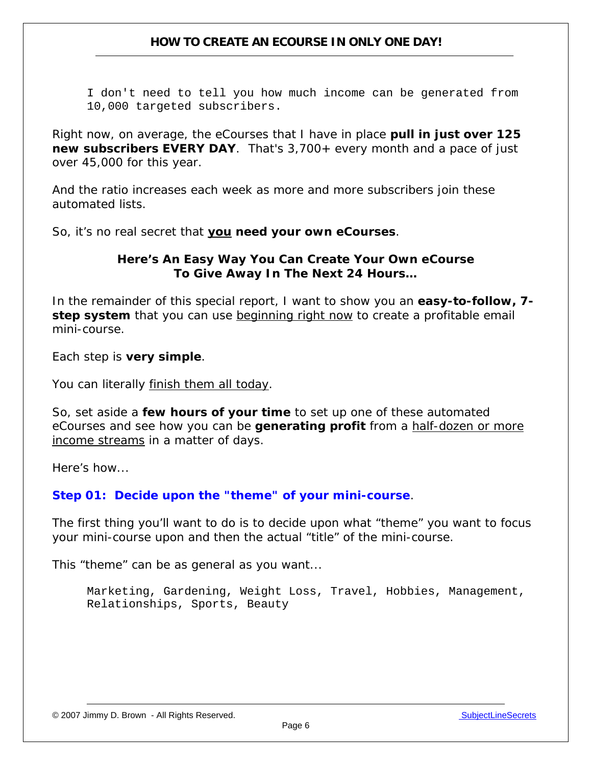```
I don't need to tell you how much income can be generated from
10,000 targeted subscribers.
```

Right now, on average, the eCourses that I have in place **pull in just over 125 new subscribers EVERY DAY**. That's 3,700+ every month and a pace of just over 45,000 for this year.

And the ratio increases each week as more and more subscribers join these automated lists.

So, it's no real secret that **<u>you</u> need your own eCourses**.

**Here's An Easy Way You Can Create Your Own eCourse To Give Away In The Next 24 Hours…**

In the remainder of this special report, I want to show you an **easy-to-follow, 7-step system** that you can use <u>beginning right now</u> to create a profitable email mini-course.

Each step is **very simple**.

You can literally <u>finish them all today</u>.

So, set aside a **few hours of your time** to set up one of these automated eCourses and see how you can be **generating profit** from a <u>half-dozen or more income streams</u> in a matter of days.

Here's how…

### Step 01: Decide upon the "theme" of your mini-course.

The first thing you'll want to do is to decide upon what "theme" you want to focus your mini-course upon and then the actual "title" of the mini-course.

This "theme" can be as general as you want…

```
Marketing, Gardening, Weight Loss, Travel, Hobbies, Management,
Relationships, Sports, Beauty
```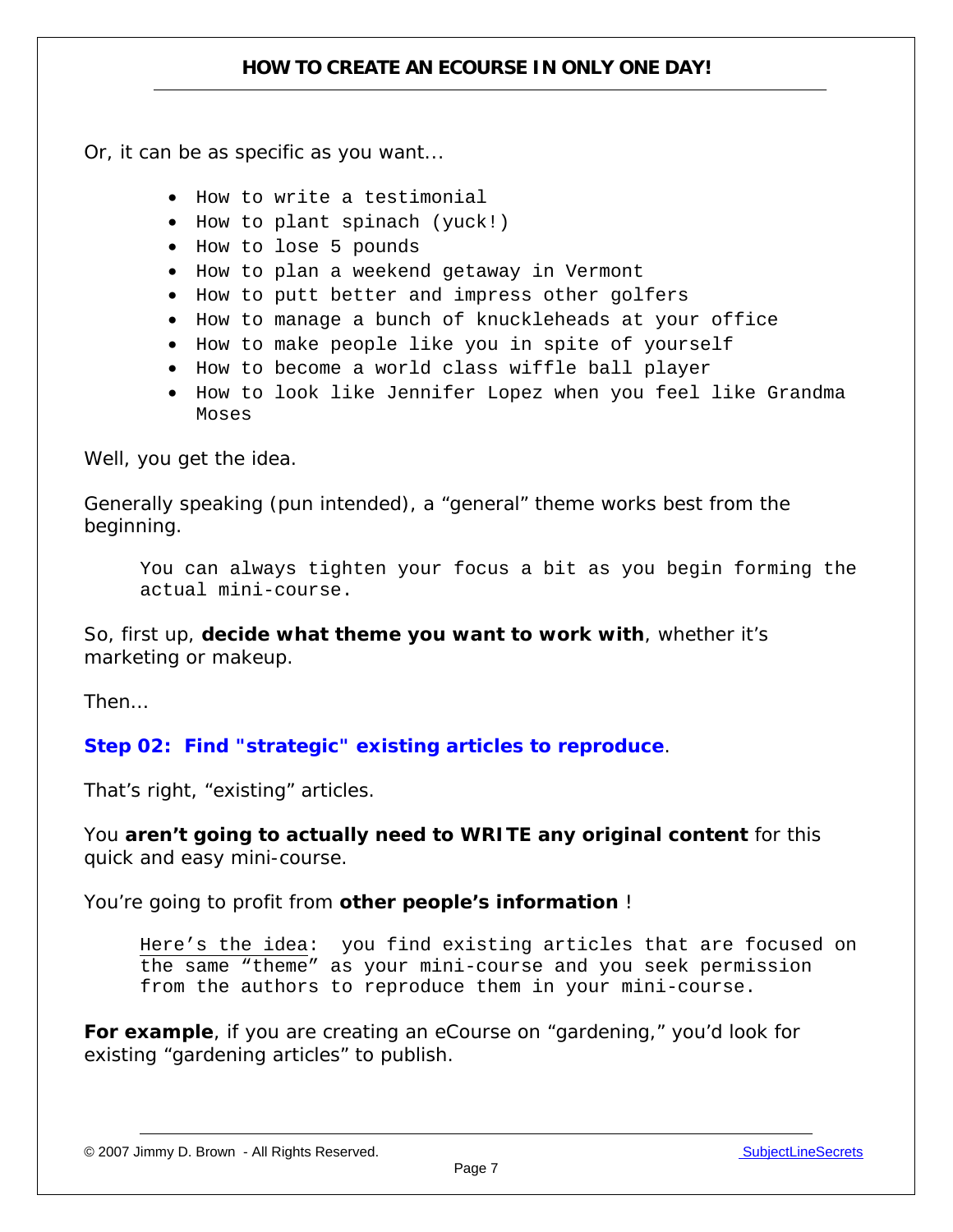Or, it can be as specific as you want…

- How to write a testimonial
- How to plant spinach (yuck!)
- How to lose 5 pounds
- How to plan a weekend getaway in Vermont
- How to putt better and impress other golfers
- How to manage a bunch of knuckleheads at your office
- How to make people like you in spite of yourself
- How to become a world class wiffle ball player
- How to look like Jennifer Lopez when you feel like Grandma Moses

Well, you get the idea.

Generally speaking (pun intended), a "general" theme works best from the beginning.

> You can always tighten your focus a bit as you begin forming the actual mini-course.

So, first up, **decide what theme you want to work with**, whether it's marketing or makeup.

Then…

**Step 02: Find "strategic" existing articles to reproduce**.

That's right, "existing" articles.

You **aren't going to actually need to WRITE any original content** for this quick and easy mini-course.

You're going to profit from **other people's information** !

> Here's the idea: you find existing articles that are focused on the same "theme" as your mini-course and you seek permission from the authors to reproduce them in your mini-course.

**For example**, if you are creating an eCourse on "gardening," you'd look for existing "gardening articles" to publish.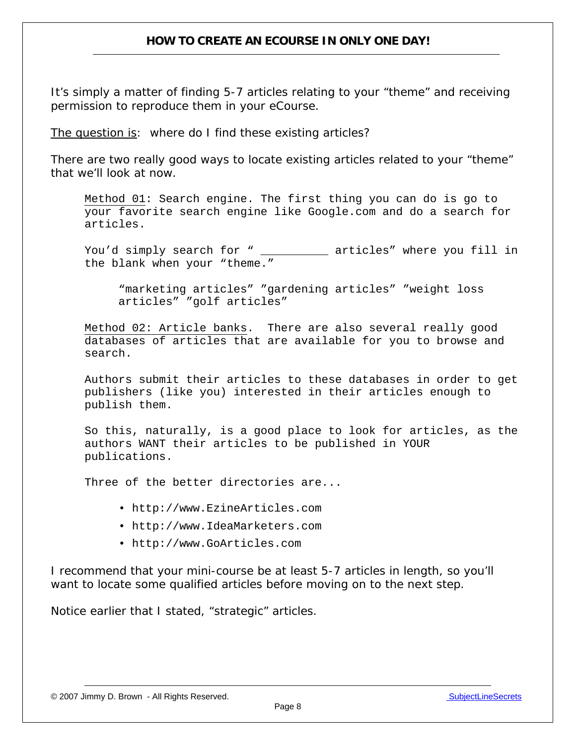It's simply a matter of finding 5-7 articles relating to your "theme" and receiving permission to reproduce them in your eCourse.

The question is: where do I find these existing articles?

There are two really good ways to locate existing articles related to your "theme" that we'll look at now.

> Method 01: Search engine. The first thing you can do is go to your favorite search engine like Google.com and do a search for articles.
>
> You'd simply search for " __________ articles" where you fill in the blank when your "theme."
>
> > "marketing articles" "gardening articles" "weight loss articles" "golf articles"
>
> Method 02: Article banks. There are also several really good databases of articles that are available for you to browse and search.
>
> Authors submit their articles to these databases in order to get publishers (like you) interested in their articles enough to publish them.
>
> So this, naturally, is a good place to look for articles, as the authors WANT their articles to be published in YOUR publications.
>
> Three of the better directories are...
>
> - http://www.EzineArticles.com
> - http://www.IdeaMarketers.com
> - http://www.GoArticles.com

I recommend that your mini-course be at least 5-7 articles in length, so you'll want to locate some qualified articles before moving on to the next step.

Notice earlier that I stated, "strategic" articles.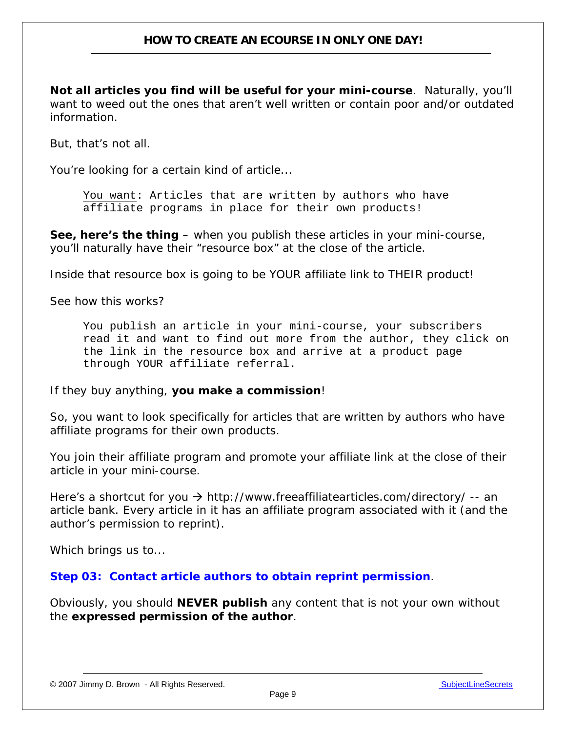**Not all articles you find will be useful for your mini-course**. Naturally, you'll want to weed out the ones that aren't well written or contain poor and/or outdated information.

But, that's not all.

You're looking for a certain kind of article…

> You want: Articles that are written by authors who have affiliate programs in place for their own products!

**See, here's the thing** – when you publish these articles in your mini-course, you'll naturally have their "resource box" at the close of the article.

Inside that resource box is going to be YOUR affiliate link to THEIR product!

See how this works?

> You publish an article in your mini-course, your subscribers read it and want to find out more from the author, they click on the link in the resource box and arrive at a product page through YOUR affiliate referral.

If they buy anything, **you make a commission**!

So, you want to look specifically for articles that are written by authors who have affiliate programs for their own products.

You join their affiliate program and promote your affiliate link at the close of their article in your mini-course.

Here's a shortcut for you → http://www.freeaffiliatearticles.com/directory/ -- an article bank. Every article in it has an affiliate program associated with it (and the author's permission to reprint).

Which brings us to…

**Step 03: Contact article authors to obtain reprint permission**.

Obviously, you should **NEVER publish** any content that is not your own without the **expressed permission of the author**.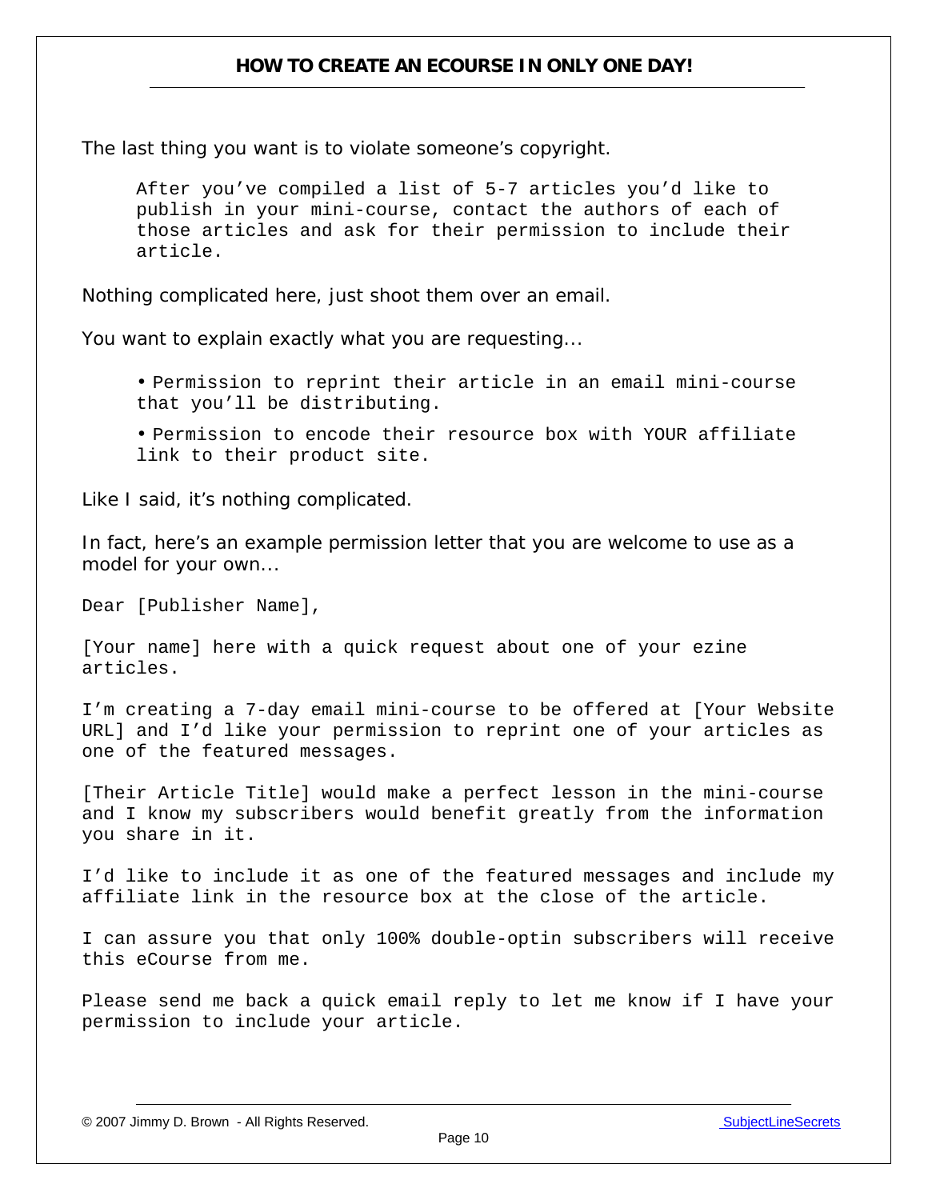The last thing you want is to violate someone's copyright.

> After you've compiled a list of 5-7 articles you'd like to publish in your mini-course, contact the authors of each of those articles and ask for their permission to include their article.

Nothing complicated here, just shoot them over an email.

You want to explain exactly what you are requesting…

- Permission to reprint their article in an email mini-course that you'll be distributing.
- Permission to encode their resource box with YOUR affiliate link to their product site.

Like I said, it's nothing complicated.

In fact, here's an example permission letter that you are welcome to use as a model for your own…

Dear [Publisher Name],

[Your name] here with a quick request about one of your ezine articles.

I'm creating a 7-day email mini-course to be offered at [Your Website URL] and I'd like your permission to reprint one of your articles as one of the featured messages.

[Their Article Title] would make a perfect lesson in the mini-course and I know my subscribers would benefit greatly from the information you share in it.

I'd like to include it as one of the featured messages and include my affiliate link in the resource box at the close of the article.

I can assure you that only 100% double-optin subscribers will receive this eCourse from me.

Please send me back a quick email reply to let me know if I have your permission to include your article.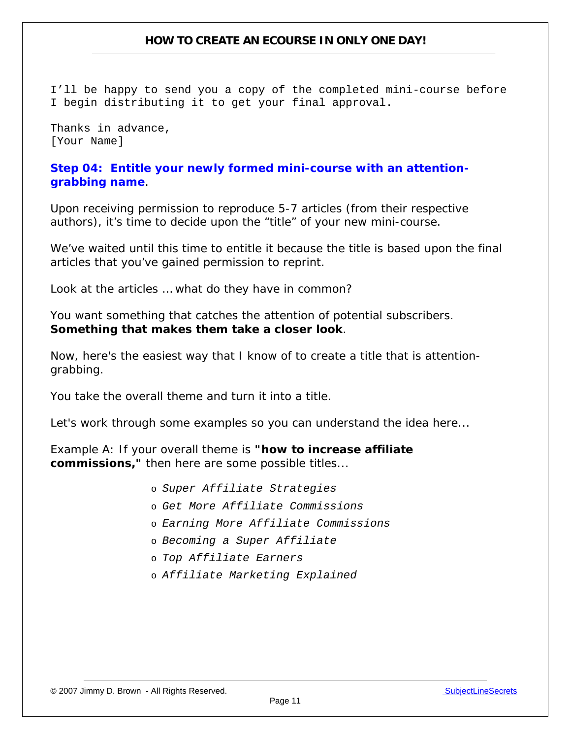I'll be happy to send you a copy of the completed mini-course before I begin distributing it to get your final approval.

Thanks in advance,
[Your Name]

### Step 04: Entitle your newly formed mini-course with an attention-grabbing name.

Upon receiving permission to reproduce 5-7 articles (from their respective authors), it's time to decide upon the "title" of your new mini-course.

We've waited until this time to entitle it because the title is based upon the final articles that you've gained permission to reprint.

Look at the articles … what do they have in common?

You want something that catches the attention of potential subscribers. **Something that makes them take a closer look**.

Now, here's the easiest way that I know of to create a title that is attention-grabbing.

You take the overall theme and turn it into a title.

Let's work through some examples so you can understand the idea here...

Example A: If your overall theme is **"how to increase affiliate commissions,"** then here are some possible titles...

- *Super Affiliate Strategies*
- *Get More Affiliate Commissions*
- *Earning More Affiliate Commissions*
- *Becoming a Super Affiliate*
- *Top Affiliate Earners*
- *Affiliate Marketing Explained*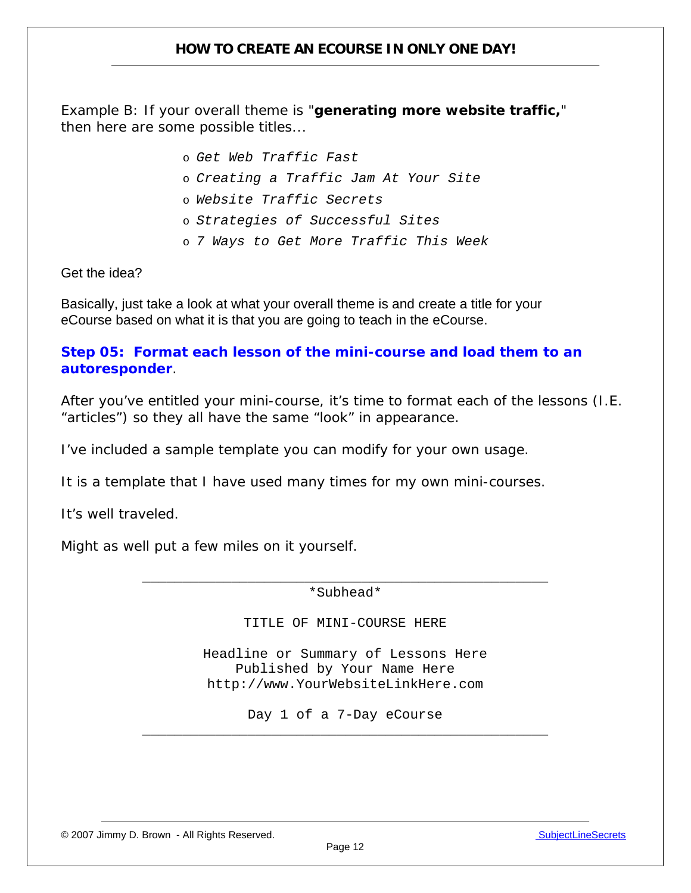Example B: If your overall theme is "**generating more website traffic,**" then here are some possible titles...

- *Get Web Traffic Fast*
- *Creating a Traffic Jam At Your Site*
- *Website Traffic Secrets*
- *Strategies of Successful Sites*
- *7 Ways to Get More Traffic This Week*

Get the idea?

Basically, just take a look at what your overall theme is and create a title for your eCourse based on what it is that you are going to teach in the eCourse.

**Step 05: Format each lesson of the mini-course and load them to an autoresponder**.

After you've entitled your mini-course, it's time to format each of the lessons (I.E. "articles") so they all have the same "look" in appearance.

I've included a sample template you can modify for your own usage.

It is a template that I have used many times for my own mini-courses.

It's well traveled.

Might as well put a few miles on it yourself.

```
______________________________________________________
                      *Subhead*

               TITLE OF MINI-COURSE HERE

             Headline or Summary of Lessons Here
                Published by Your Name Here
             http://www.YourWebsiteLinkHere.com

                 Day 1 of a 7-Day eCourse
______________________________________________________
```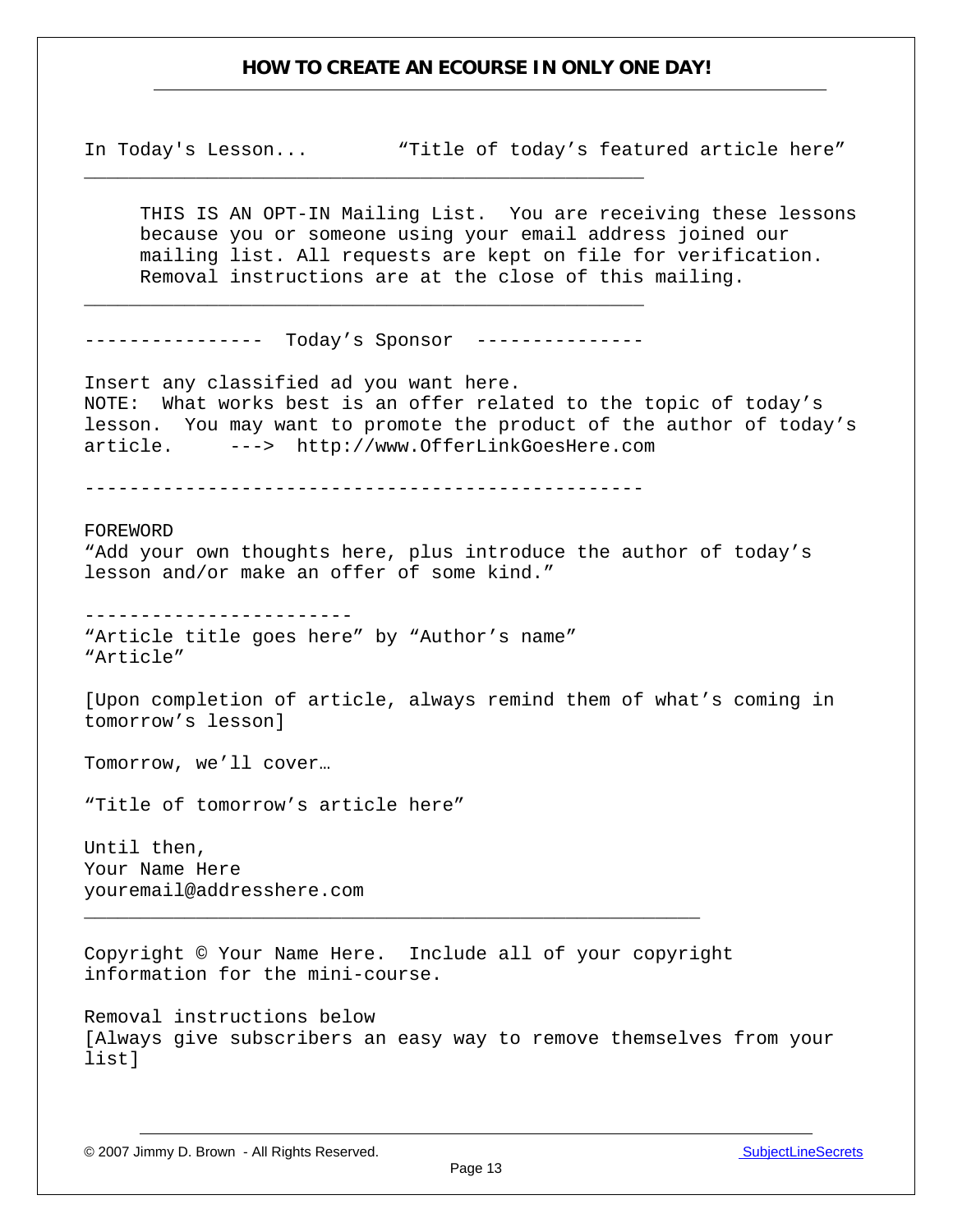In Today's Lesson... “Title of today’s featured article here”

---

THIS IS AN OPT-IN Mailing List. You are receiving these lessons because you or someone using your email address joined our mailing list. All requests are kept on file for verification. Removal instructions are at the close of this mailing.

---

---------------- Today’s Sponsor ---------------

Insert any classified ad you want here.
NOTE: What works best is an offer related to the topic of today’s lesson. You may want to promote the product of the author of today’s article. ---> http://www.OfferLinkGoesHere.com

--------------------------------------------------

FOREWORD
“Add your own thoughts here, plus introduce the author of today’s lesson and/or make an offer of some kind.”

------------------------
“Article title goes here” by “Author’s name”
“Article”

[Upon completion of article, always remind them of what’s coming in tomorrow’s lesson]

Tomorrow, we’ll cover…

“Title of tomorrow’s article here”

Until then,
Your Name Here
youremail@addresshere.com

---

Copyright © Your Name Here. Include all of your copyright information for the mini-course.

Removal instructions below
[Always give subscribers an easy way to remove themselves from your list]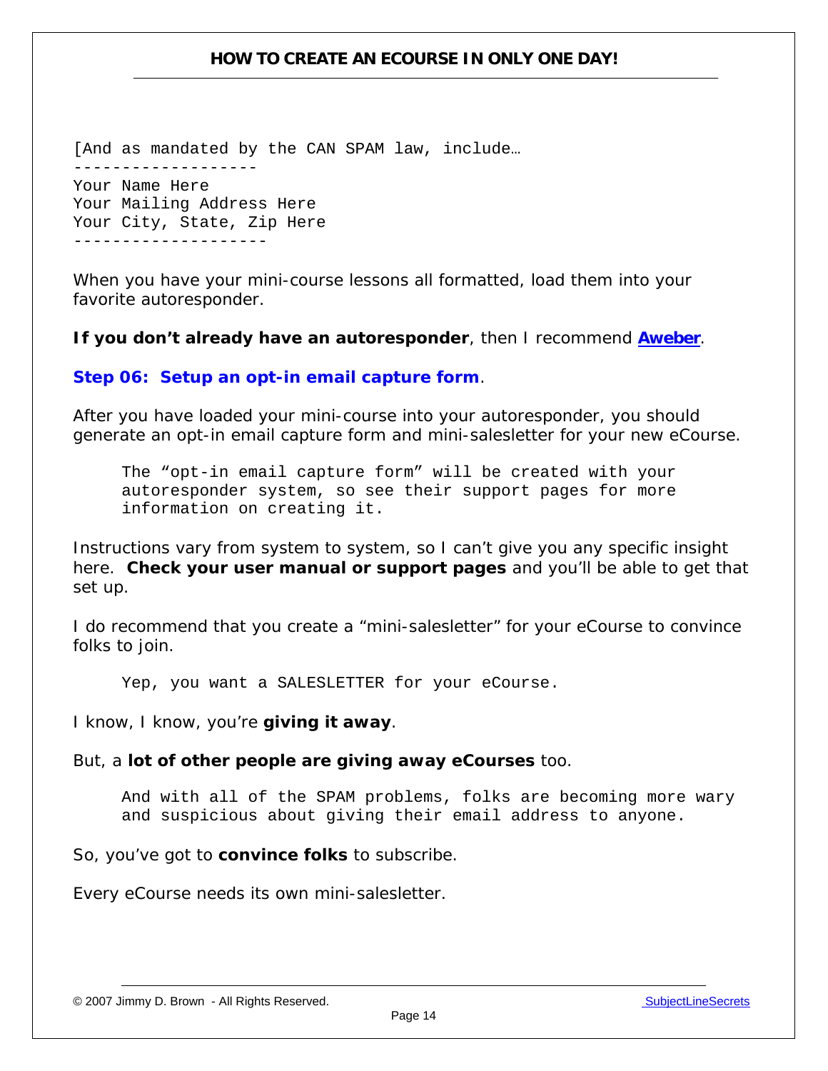```
[And as mandated by the CAN SPAM law, include…
-------------------
Your Name Here
Your Mailing Address Here
Your City, State, Zip Here
--------------------
```

When you have your mini-course lessons all formatted, load them into your favorite autoresponder.

**If you don't already have an autoresponder**, then I recommend **Aweber**.

**Step 06: Setup an opt-in email capture form**.

After you have loaded your mini-course into your autoresponder, you should generate an opt-in email capture form and mini-salesletter for your new eCourse.

> The "opt-in email capture form" will be created with your autoresponder system, so see their support pages for more information on creating it.

Instructions vary from system to system, so I can't give you any specific insight here. **Check your user manual or support pages** and you'll be able to get that set up.

I do recommend that you create a "mini-salesletter" for your eCourse to convince folks to join.

> Yep, you want a SALESLETTER for your eCourse.

I know, I know, you're **giving it away**.

But, a **lot of other people are giving away eCourses** too.

> And with all of the SPAM problems, folks are becoming more wary and suspicious about giving their email address to anyone.

So, you've got to **convince folks** to subscribe.

Every eCourse needs its own mini-salesletter.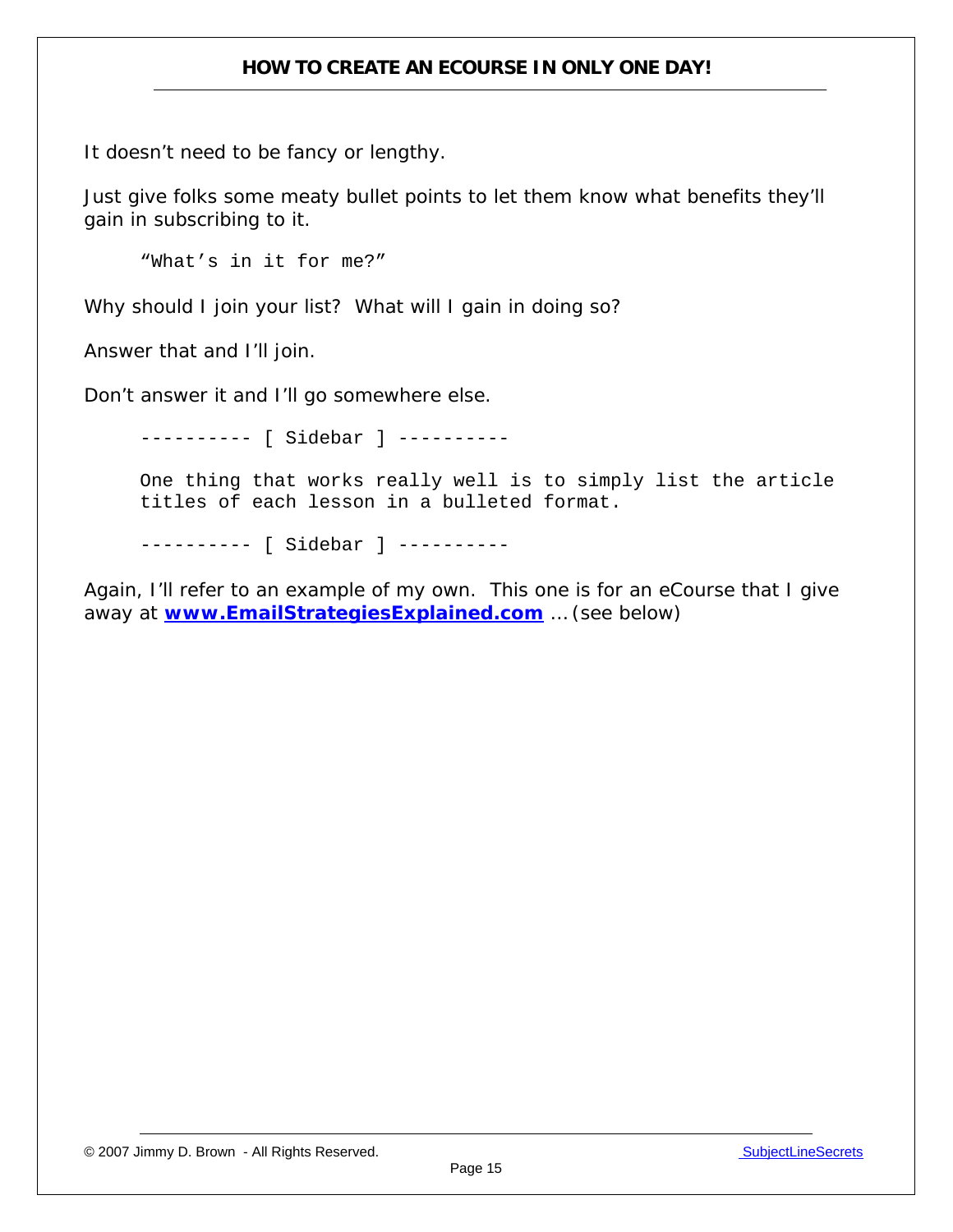It doesn't need to be fancy or lengthy.

Just give folks some meaty bullet points to let them know what benefits they'll gain in subscribing to it.

```
"What's in it for me?"
```

Why should I join your list? What will I gain in doing so?

Answer that and I'll join.

Don't answer it and I'll go somewhere else.

```
---------- [ Sidebar ] ----------

One thing that works really well is to simply list the article
titles of each lesson in a bulleted format.

---------- [ Sidebar ] ----------
```

Again, I'll refer to an example of my own. This one is for an eCourse that I give away at **[www.EmailStrategiesExplained.com](http://www.EmailStrategiesExplained.com)** … (see below)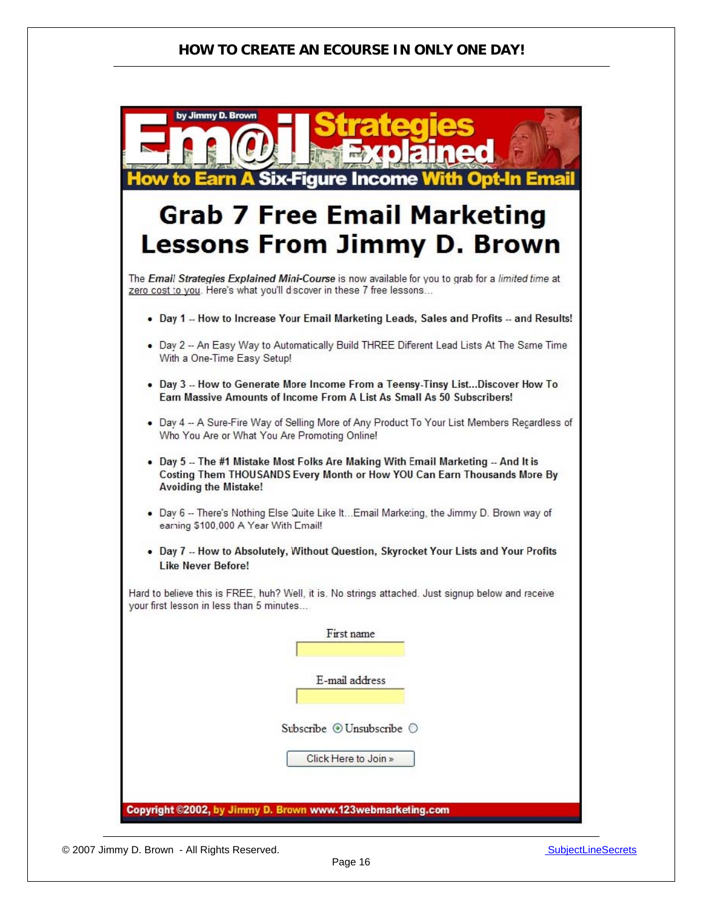Email Strategies Explained — by Jimmy D. Brown

How to Earn A Six-Figure Income With Opt-In Email

## Grab 7 Free Email Marketing Lessons From Jimmy D. Brown

The *Email Strategies Explained Mini-Course* is now available for you to grab for a *limited time* at zero cost to you. Here's what you'll discover in these 7 free lessons...

- **Day 1 -- How to Increase Your Email Marketing Leads, Sales and Profits -- and Results!**
- Day 2 -- An Easy Way to Automatically Build THREE Diferent Lead Lists At The Same Time With a One-Time Easy Setup!
- **Day 3 -- How to Generate More Income From a Teensy-Tinsy List...Discover How To Earn Massive Amounts of Income From A List As Small As 50 Subscribers!**
- Day 4 -- A Sure-Fire Way of Selling More of Any Product To Your List Members Regardless of Who You Are or What You Are Promoting Online!
- **Day 5 -- The #1 Mistake Most Folks Are Making With Email Marketing -- And It is Costing Them THOUSANDS Every Month or How YOU Can Earn Thousands More By Avoiding the Mistake!**
- Day 6 -- There's Nothing Else Quite Like It...Email Marketing, the Jimmy D. Brown way of earning $100,000 A Year With Email!
- **Day 7 -- How to Absolutely, Without Question, Skyrocket Your Lists and Your Profits Like Never Before!**

Hard to believe this is FREE, huh? Well, it is. No strings attached. Just signup below and receive your first lesson in less than 5 minutes...

First name

E-mail address

Subscribe ⦿ Unsubscribe ○

Click Here to Join »

Copyright ©2002, by Jimmy D. Brown www.123webmarketing.com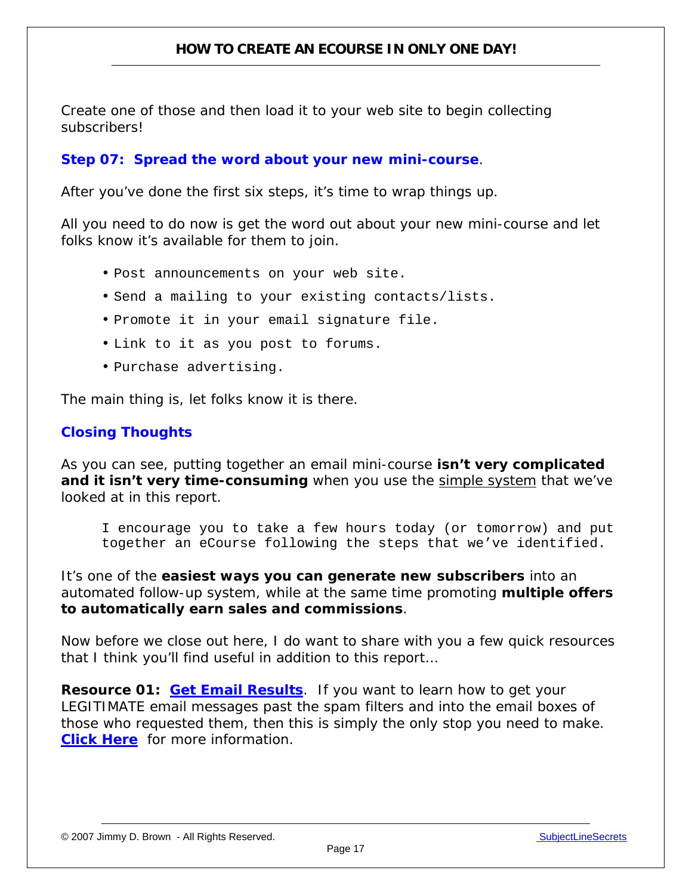Create one of those and then load it to your web site to begin collecting subscribers!

### Step 07: Spread the word about your new mini-course.

After you've done the first six steps, it's time to wrap things up.

All you need to do now is get the word out about your new mini-course and let folks know it's available for them to join.

- Post announcements on your web site.
- Send a mailing to your existing contacts/lists.
- Promote it in your email signature file.
- Link to it as you post to forums.
- Purchase advertising.

The main thing is, let folks know it is there.

### Closing Thoughts

As you can see, putting together an email mini-course **isn't very complicated and it isn't very time-consuming** when you use the simple system that we've looked at in this report.

> I encourage you to take a few hours today (or tomorrow) and put together an eCourse following the steps that we've identified.

It's one of the **easiest ways you can generate new subscribers** into an automated follow-up system, while at the same time promoting **multiple offers to automatically earn sales and commissions**.

Now before we close out here, I do want to share with you a few quick resources that I think you'll find useful in addition to this report…

**Resource 01: Get Email Results**. If you want to learn how to get your LEGITIMATE email messages past the spam filters and into the email boxes of those who requested them, then this is simply the only stop you need to make. **Click Here** for more information.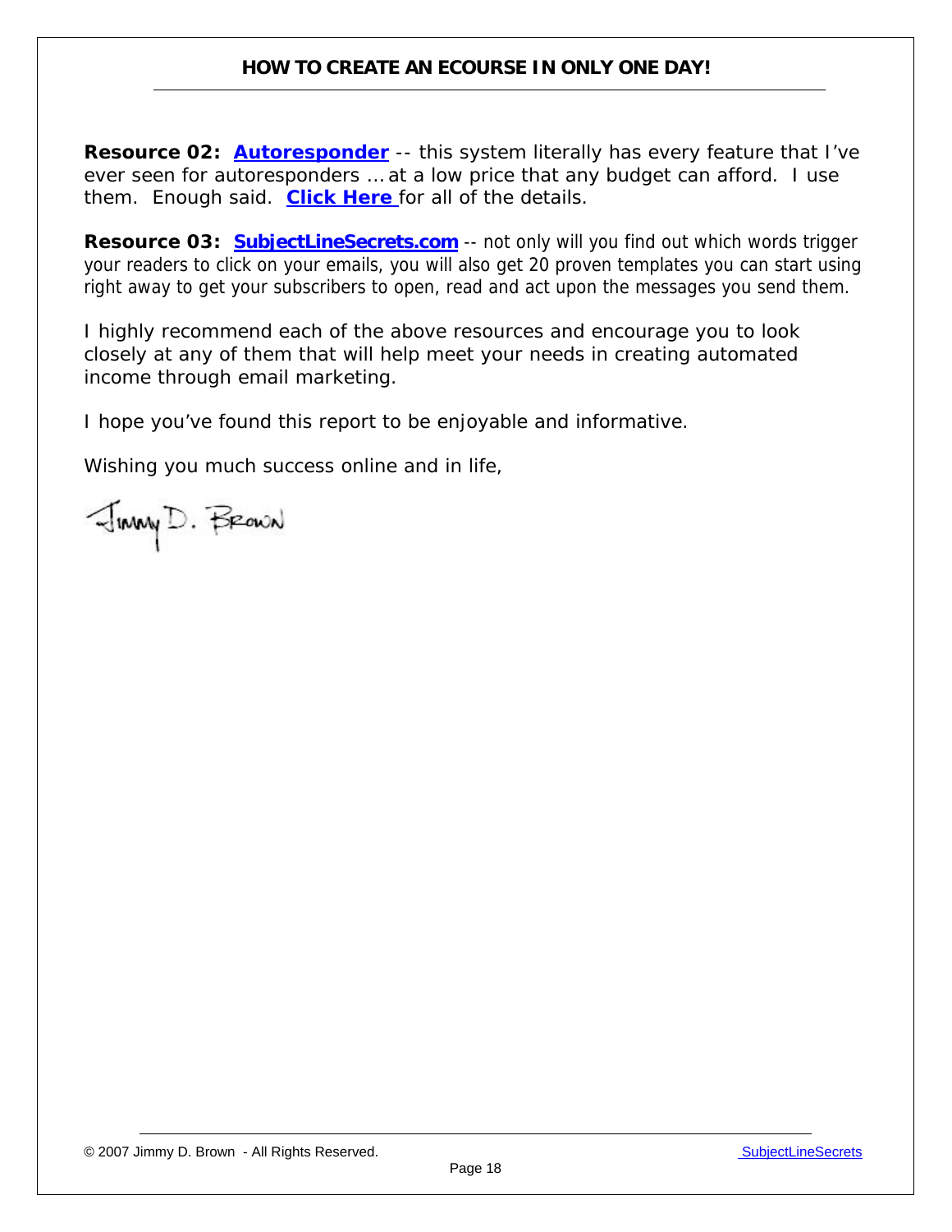**Resource 02:** **Autoresponder** -- this system literally has every feature that I've ever seen for autoresponders … at a low price that any budget can afford. I use them. Enough said. **Click Here** for all of the details.

**Resource 03:** **SubjectLineSecrets.com** -- not only will you find out which words trigger your readers to click on your emails, you will also get 20 proven templates you can start using right away to get your subscribers to open, read and act upon the messages you send them.

I highly recommend each of the above resources and encourage you to look closely at any of them that will help meet your needs in creating automated income through email marketing.

I hope you've found this report to be enjoyable and informative.

Wishing you much success online and in life,

Jimmy D. Brown